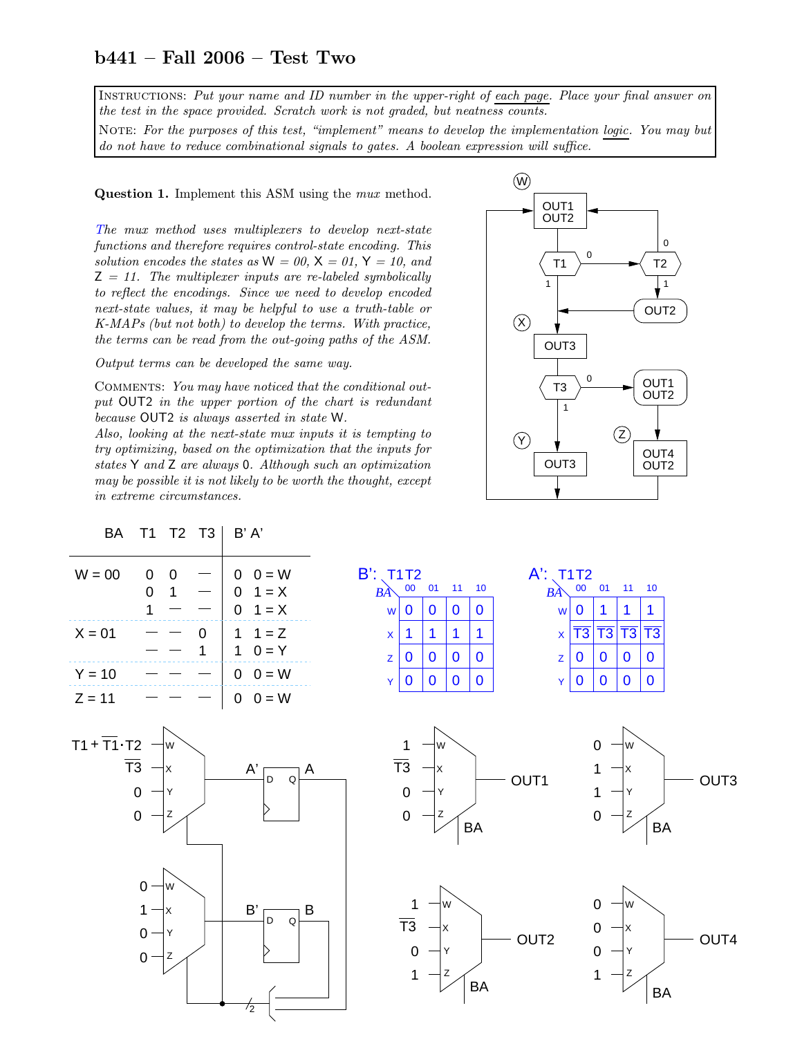# b441 – Fall 2006 – Test Two

INSTRUCTIONS: *Put your name and ID number in the upper-right of each page. Place your final answer on the test in the space provided. Scratch work is not graded, but neatness counts.*

NOTE: *For the purposes of this test, "implement" means to develop the implementation logic. You may but do not have to reduce combinational signals to gates. A boolean expression will suffice.*

**Question 1.** Implement this ASM using the *mux* method.

*The mux method uses multiplexers to develop next-state functions and therefore requires control-state encoding. This solution encodes the states as W = 00, X = 01, Y = 10, and Z = 11. The multiplexer inputs are re-labeled symbolically to reflect the encodings. Since we need to develop encoded next-state values, it may be helpful to use a truth-table or K-MAPs (but not both) to develop the terms. With practice, the terms can be read from the out-going paths of the ASM.*

*Output terms can be developed the same way.*

COMMENTS: *You may have noticed that the conditional output OUT2 in the upper portion of the chart is redundant because OUT2 is always asserted in state W.*
*Also, looking at the next-state mux inputs it is tempting to try optimizing, based on the optimization that the inputs for states Y and Z are always 0. Although such an optimization may be possible it is not likely to be worth the thought, except in extreme circumstances.*

| BA | T1 | T2 | T3 | B' A' |
|---|---|---|---|---|
| W = 00 | 0 | 0 | — | 0 0 = W |
| | 0 | 1 | — | 0 1 = X |
| | 1 | — | — | 0 1 = X |
| X = 01 | — | — | 0 | 1 1 = Z |
| | — | — | 1 | 1 0 = Y |
| Y = 10 | — | — | — | 0 0 = W |
| Z = 11 | — | — | — | 0 0 = W |

B': T1T2

| BA \ T1T2 | 00 | 01 | 11 | 10 |
|---|---|---|---|---|
| W | 0 | 0 | 0 | 0 |
| X | 1 | 1 | 1 | 1 |
| Z | 0 | 0 | 0 | 0 |
| Y | 0 | 0 | 0 | 0 |

A': T1T2

| BA \ T1T2 | 00 | 01 | 11 | 10 |
|---|---|---|---|---|
| W | 0 | 1 | 1 | 1 |
| X | $\overline{T3}$ | $\overline{T3}$ | $\overline{T3}$ | $\overline{T3}$ |
| Z | 0 | 0 | 0 | 0 |
| Y | 0 | 0 | 0 | 0 |

Multiplexer inputs (select BA):

| Mux output | W | X | Y | Z |
|---|---|---|---|---|
| A' | $T1 + \overline{T1} \cdot T2$ | $\overline{T3}$ | 0 | 0 |
| B' | 0 | 1 | 0 | 0 |
| OUT1 | 1 | $\overline{T3}$ | 0 | 0 |
| OUT2 | 1 | $\overline{T3}$ | 0 | 1 |
| OUT3 | 0 | 1 | 1 | 0 |
| OUT4 | 0 | 0 | 0 | 1 |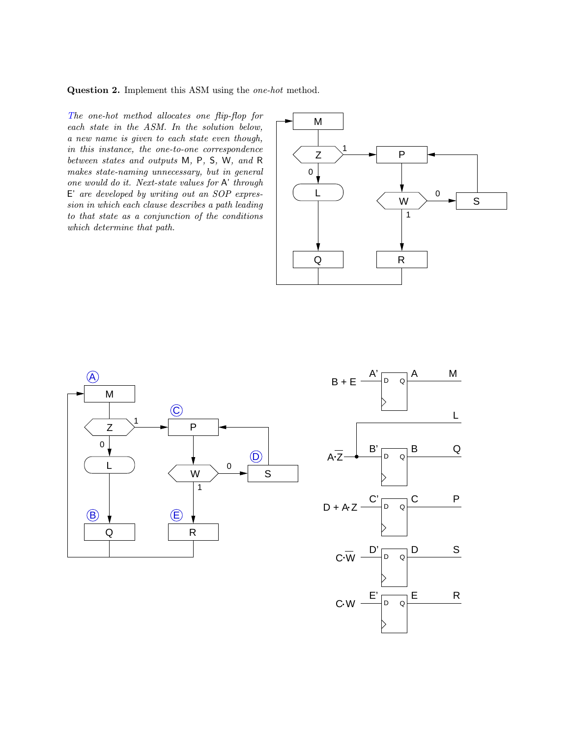**Question 2.** Implement this ASM using the *one-hot* method.

*The one-hot method allocates one flip-flop for each state in the ASM. In the solution below, a new name is given to each state even though, in this instance, the one-to-one correspondence between states and outputs* M, P, S, W, *and* R *makes state-naming unnecessary, but in general one would do it. Next-state values for* A' *through* E' *are developed by writing out an SOP expression in which each clause describes a path leading to that state as a conjunction of the conditions which determine that path.*

Next-state equations and outputs:

- $A' = B + E$ ; output of A: M
- $B' = A \cdot \overline{Z}$ ; output of B: Q ; L $= A \cdot \overline{Z}$
- $C' = D + A \cdot Z$ ; output of C: P
- $D' = C \cdot \overline{W}$ ; output of D: S
- $E' = C \cdot W$ ; output of E: R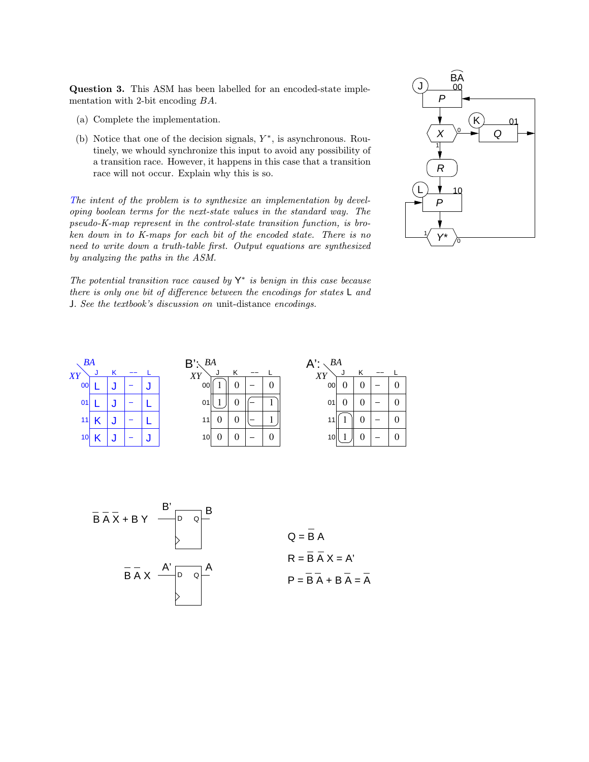**Question 3.** This ASM has been labelled for an encoded-state implementation with 2-bit encoding $BA$.

(a) Complete the implementation.

(b) Notice that one of the decision signals, $Y^*$, is asynchronous. Routinely, we whould synchronize this input to avoid any possibility of a transition race. However, it happens in this case that a transition race will not occur. Explain why this is so.

J

$\overparen{BA}$

00

P

K

01

X

0

Q

1

R

L

10

P

1

Y*

0

*The intent of the problem is to synthesize an implementation by developing boolean terms for the next-state values in the standard way. The pseudo-K-map represent in the control-state transition function, is broken down in to K-maps for each bit of the encoded state. There is no need to write down a truth-table first. Output equations are synthesized by analyzing the paths in the ASM.*

*The potential transition race caused by* Y* *is benign in this case because there is only one bit of difference between the encodings for states* L *and* J. *See the textbook's discussion on* unit-distance *encodings.*

Next state (XY \ BA):

| XY | J | K | -- | L |
|---|---|---|---|---|
| 00 | L | J | – | J |
| 01 | L | J | – | L |
| 11 | K | J | – | L |
| 10 | K | J | – | J |

B':

| XY | J | K | -- | L |
|---|---|---|---|---|
| 00 | 1 | 0 | – | 0 |
| 01 | 1 | 0 | – | 1 |
| 11 | 0 | 0 | – | 1 |
| 10 | 0 | 0 | – | 0 |

A':

| XY | J | K | -- | L |
|---|---|---|---|---|
| 00 | 0 | 0 | – | 0 |
| 01 | 0 | 0 | – | 0 |
| 11 | 1 | 0 | – | 0 |
| 10 | 1 | 0 | – | 0 |

$\overline{B}\,\overline{A}\,\overline{X} + B\,Y$ → B' → D Q → B

$\overline{B}\,\overline{A}\,X$ → A' → D Q → A

$Q = \overline{B}\,A$

$R = \overline{B}\,\overline{A}\,X = A'$

$P = \overline{B}\,\overline{A} + B\,\overline{A} = \overline{A}$